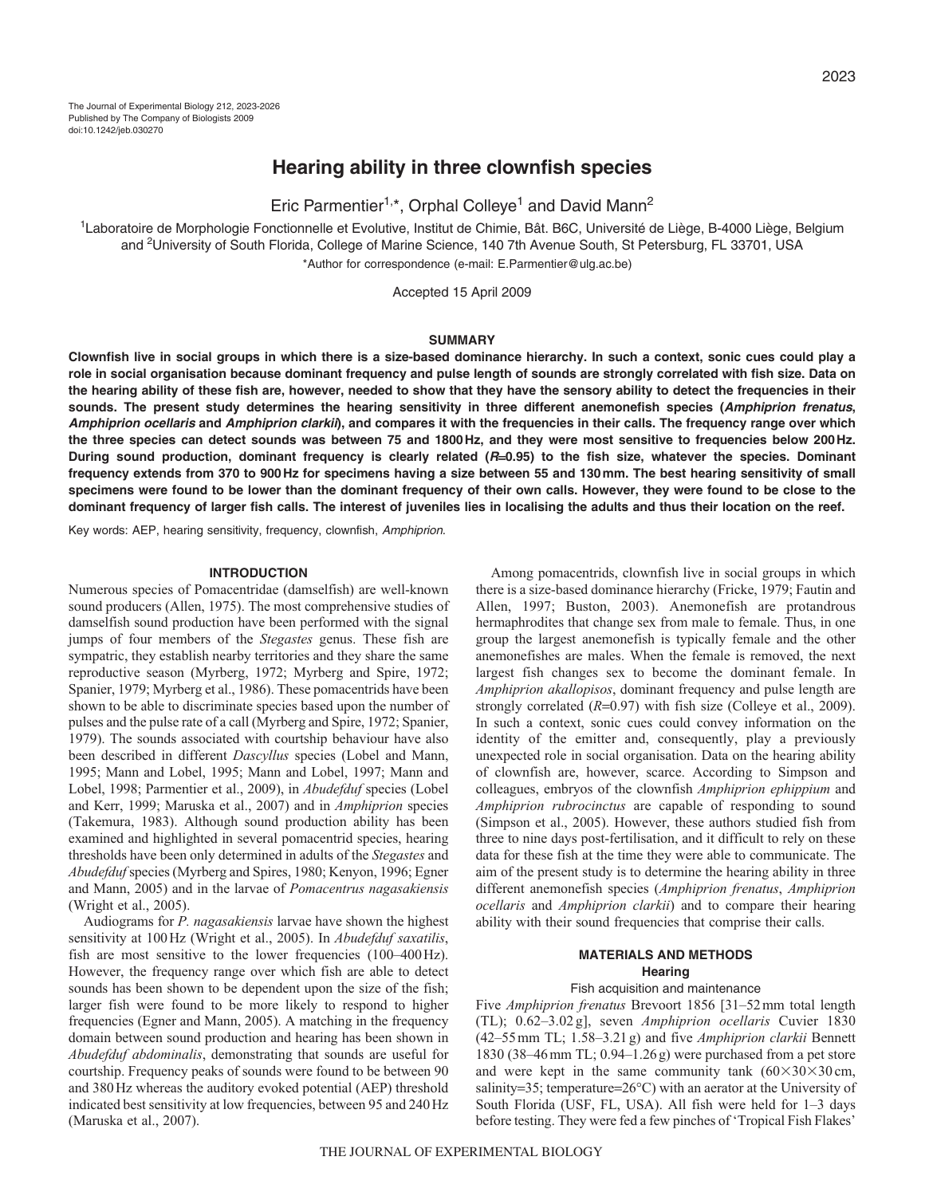# Hearing ability in three clownfish species

Eric Parmentier[1,*], Orphal Colleye[1] and David Mann[2]

[1]Laboratoire de Morphologie Fonctionnelle et Evolutive, Institut de Chimie, Bât. B6C, Université de Liège, B-4000 Liège, Belgium and [2]University of South Florida, College of Marine Science, 140 7th Avenue South, St Petersburg, FL 33701, USA

*Author for correspondence (e-mail: E.Parmentier@ulg.ac.be)

Accepted 15 April 2009

## SUMMARY

**Clownfish live in social groups in which there is a size-based dominance hierarchy. In such a context, sonic cues could play a role in social organisation because dominant frequency and pulse length of sounds are strongly correlated with fish size. Data on the hearing ability of these fish are, however, needed to show that they have the sensory ability to detect the frequencies in their sounds. The present study determines the hearing sensitivity in three different anemonefish species (*Amphiprion frenatus*, *Amphiprion ocellaris* and *Amphiprion clarkii*), and compares it with the frequencies in their calls. The frequency range over which the three species can detect sounds was between 75 and 1800 Hz, and they were most sensitive to frequencies below 200 Hz. During sound production, dominant frequency is clearly related (*R*=0.95) to the fish size, whatever the species. Dominant frequency extends from 370 to 900 Hz for specimens having a size between 55 and 130 mm. The best hearing sensitivity of small specimens were found to be lower than the dominant frequency of their own calls. However, they were found to be close to the dominant frequency of larger fish calls. The interest of juveniles lies in localising the adults and thus their location on the reef.**

Key words: AEP, hearing sensitivity, frequency, clownfish, *Amphiprion*.

## INTRODUCTION

Numerous species of Pomacentridae (damselfish) are well-known sound producers (Allen, 1975). The most comprehensive studies of damselfish sound production have been performed with the signal jumps of four members of the *Stegastes* genus. These fish are sympatric, they establish nearby territories and they share the same reproductive season (Myrberg, 1972; Myrberg and Spire, 1972; Spanier, 1979; Myrberg et al., 1986). These pomacentrids have been shown to be able to discriminate species based upon the number of pulses and the pulse rate of a call (Myrberg and Spire, 1972; Spanier, 1979). The sounds associated with courtship behaviour have also been described in different *Dascyllus* species (Lobel and Mann, 1995; Mann and Lobel, 1995; Mann and Lobel, 1997; Mann and Lobel, 1998; Parmentier et al., 2009), in *Abudefduf* species (Lobel and Kerr, 1999; Maruska et al., 2007) and in *Amphiprion* species (Takemura, 1983). Although sound production ability has been examined and highlighted in several pomacentrid species, hearing thresholds have been only determined in adults of the *Stegastes* and *Abudefduf* species (Myrberg and Spires, 1980; Kenyon, 1996; Egner and Mann, 2005) and in the larvae of *Pomacentrus nagasakiensis* (Wright et al., 2005).

Audiograms for *P. nagasakiensis* larvae have shown the highest sensitivity at 100 Hz (Wright et al., 2005). In *Abudefduf saxatilis*, fish are most sensitive to the lower frequencies (100–400 Hz). However, the frequency range over which fish are able to detect sounds has been shown to be dependent upon the size of the fish; larger fish were found to be more likely to respond to higher frequencies (Egner and Mann, 2005). A matching in the frequency domain between sound production and hearing has been shown in *Abudefduf abdominalis*, demonstrating that sounds are useful for courtship. Frequency peaks of sounds were found to be between 90 and 380 Hz whereas the auditory evoked potential (AEP) threshold indicated best sensitivity at low frequencies, between 95 and 240 Hz (Maruska et al., 2007).

Among pomacentrids, clownfish live in social groups in which there is a size-based dominance hierarchy (Fricke, 1979; Fautin and Allen, 1997; Buston, 2003). Anemonefish are protandrous hermaphrodites that change sex from male to female. Thus, in one group the largest anemonefish is typically female and the other anemonefishes are males. When the female is removed, the next largest fish changes sex to become the dominant female. In *Amphiprion akallopisos*, dominant frequency and pulse length are strongly correlated (*R*=0.97) with fish size (Colleye et al., 2009). In such a context, sonic cues could convey information on the identity of the emitter and, consequently, play a previously unexpected role in social organisation. Data on the hearing ability of clownfish are, however, scarce. According to Simpson and colleagues, embryos of the clownfish *Amphiprion ephippium* and *Amphiprion rubrocinctus* are capable of responding to sound (Simpson et al., 2005). However, these authors studied fish from three to nine days post-fertilisation, and it difficult to rely on these data for these fish at the time they were able to communicate. The aim of the present study is to determine the hearing ability in three different anemonefish species (*Amphiprion frenatus*, *Amphiprion ocellaris* and *Amphiprion clarkii*) and to compare their hearing ability with their sound frequencies that comprise their calls.

## MATERIALS AND METHODS

### Hearing

#### Fish acquisition and maintenance

Five *Amphiprion frenatus* Brevoort 1856 [31–52 mm total length (TL); 0.62–3.02 g], seven *Amphiprion ocellaris* Cuvier 1830 (42–55 mm TL; 1.58–3.21 g) and five *Amphiprion clarkii* Bennett 1830 (38–46 mm TL; 0.94–1.26 g) were purchased from a pet store and were kept in the same community tank (60×30×30 cm, salinity=35; temperature=26°C) with an aerator at the University of South Florida (USF, FL, USA). All fish were held for 1–3 days before testing. They were fed a few pinches of 'Tropical Fish Flakes'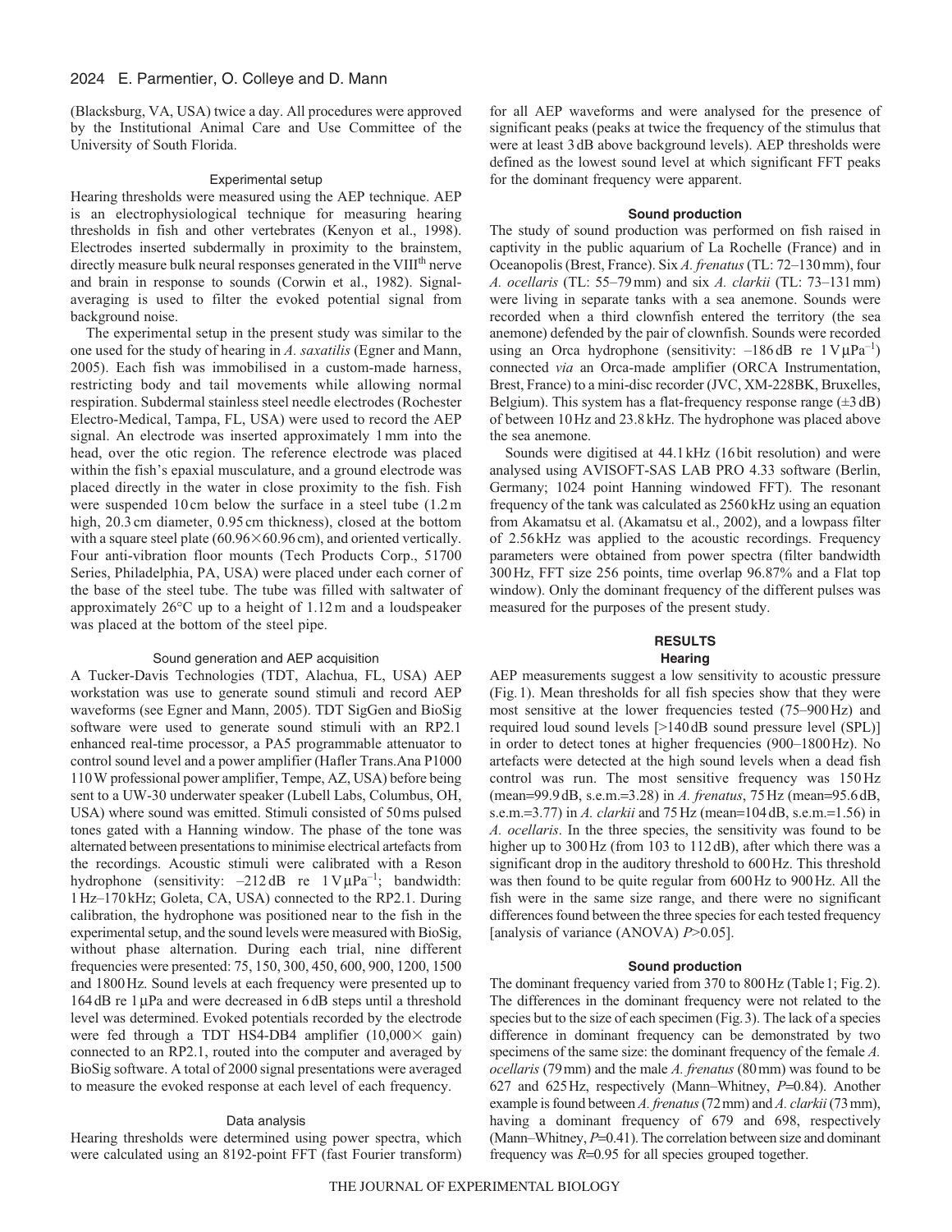(Blacksburg, VA, USA) twice a day. All procedures were approved by the Institutional Animal Care and Use Committee of the University of South Florida.

### Experimental setup

Hearing thresholds were measured using the AEP technique. AEP is an electrophysiological technique for measuring hearing thresholds in fish and other vertebrates (Kenyon et al., 1998). Electrodes inserted subdermally in proximity to the brainstem, directly measure bulk neural responses generated in the VIII$^{th}$ nerve and brain in response to sounds (Corwin et al., 1982). Signal-averaging is used to filter the evoked potential signal from background noise.

The experimental setup in the present study was similar to the one used for the study of hearing in *A. saxatilis* (Egner and Mann, 2005). Each fish was immobilised in a custom-made harness, restricting body and tail movements while allowing normal respiration. Subdermal stainless steel needle electrodes (Rochester Electro-Medical, Tampa, FL, USA) were used to record the AEP signal. An electrode was inserted approximately 1 mm into the head, over the otic region. The reference electrode was placed within the fish's epaxial musculature, and a ground electrode was placed directly in the water in close proximity to the fish. Fish were suspended 10 cm below the surface in a steel tube (1.2 m high, 20.3 cm diameter, 0.95 cm thickness), closed at the bottom with a square steel plate (60.96×60.96 cm), and oriented vertically. Four anti-vibration floor mounts (Tech Products Corp., 51700 Series, Philadelphia, PA, USA) were placed under each corner of the base of the steel tube. The tube was filled with saltwater of approximately 26°C up to a height of 1.12 m and a loudspeaker was placed at the bottom of the steel pipe.

### Sound generation and AEP acquisition

A Tucker-Davis Technologies (TDT, Alachua, FL, USA) AEP workstation was use to generate sound stimuli and record AEP waveforms (see Egner and Mann, 2005). TDT SigGen and BioSig software were used to generate sound stimuli with an RP2.1 enhanced real-time processor, a PA5 programmable attenuator to control sound level and a power amplifier (Hafler Trans.Ana P1000 110 W professional power amplifier, Tempe, AZ, USA) before being sent to a UW-30 underwater speaker (Lubell Labs, Columbus, OH, USA) where sound was emitted. Stimuli consisted of 50 ms pulsed tones gated with a Hanning window. The phase of the tone was alternated between presentations to minimise electrical artefacts from the recordings. Acoustic stimuli were calibrated with a Reson hydrophone (sensitivity: –212 dB re 1 V μPa$^{-1}$; bandwidth: 1 Hz–170 kHz; Goleta, CA, USA) connected to the RP2.1. During calibration, the hydrophone was positioned near to the fish in the experimental setup, and the sound levels were measured with BioSig, without phase alternation. During each trial, nine different frequencies were presented: 75, 150, 300, 450, 600, 900, 1200, 1500 and 1800 Hz. Sound levels at each frequency were presented up to 164 dB re 1 μPa and were decreased in 6 dB steps until a threshold level was determined. Evoked potentials recorded by the electrode were fed through a TDT HS4-DB4 amplifier (10,000× gain) connected to an RP2.1, routed into the computer and averaged by BioSig software. A total of 2000 signal presentations were averaged to measure the evoked response at each level of each frequency.

### Data analysis

Hearing thresholds were determined using power spectra, which were calculated using an 8192-point FFT (fast Fourier transform) for all AEP waveforms and were analysed for the presence of significant peaks (peaks at twice the frequency of the stimulus that were at least 3 dB above background levels). AEP thresholds were defined as the lowest sound level at which significant FFT peaks for the dominant frequency were apparent.

### Sound production

The study of sound production was performed on fish raised in captivity in the public aquarium of La Rochelle (France) and in Oceanopolis (Brest, France). Six *A. frenatus* (TL: 72–130 mm), four *A. ocellaris* (TL: 55–79 mm) and six *A. clarkii* (TL: 73–131 mm) were living in separate tanks with a sea anemone. Sounds were recorded when a third clownfish entered the territory (the sea anemone) defended by the pair of clownfish. Sounds were recorded using an Orca hydrophone (sensitivity: –186 dB re 1 V μPa$^{-1}$) connected *via* an Orca-made amplifier (ORCA Instrumentation, Brest, France) to a mini-disc recorder (JVC, XM-228BK, Bruxelles, Belgium). This system has a flat-frequency response range (±3 dB) of between 10 Hz and 23.8 kHz. The hydrophone was placed above the sea anemone.

Sounds were digitised at 44.1 kHz (16 bit resolution) and were analysed using AVISOFT-SAS LAB PRO 4.33 software (Berlin, Germany; 1024 point Hanning windowed FFT). The resonant frequency of the tank was calculated as 2560 kHz using an equation from Akamatsu et al. (Akamatsu et al., 2002), and a lowpass filter of 2.56 kHz was applied to the acoustic recordings. Frequency parameters were obtained from power spectra (filter bandwidth 300 Hz, FFT size 256 points, time overlap 96.87% and a Flat top window). Only the dominant frequency of the different pulses was measured for the purposes of the present study.

## RESULTS

### Hearing

AEP measurements suggest a low sensitivity to acoustic pressure (Fig. 1). Mean thresholds for all fish species show that they were most sensitive at the lower frequencies tested (75–900 Hz) and required loud sound levels [>140 dB sound pressure level (SPL)] in order to detect tones at higher frequencies (900–1800 Hz). No artefacts were detected at the high sound levels when a dead fish control was run. The most sensitive frequency was 150 Hz (mean=99.9 dB, s.e.m.=3.28) in *A. frenatus*, 75 Hz (mean=95.6 dB, s.e.m.=3.77) in *A. clarkii* and 75 Hz (mean=104 dB, s.e.m.=1.56) in *A. ocellaris*. In the three species, the sensitivity was found to be higher up to 300 Hz (from 103 to 112 dB), after which there was a significant drop in the auditory threshold to 600 Hz. This threshold was then found to be quite regular from 600 Hz to 900 Hz. All the fish were in the same size range, and there were no significant differences found between the three species for each tested frequency [analysis of variance (ANOVA) $P>0.05$].

### Sound production

The dominant frequency varied from 370 to 800 Hz (Table 1; Fig. 2). The differences in the dominant frequency were not related to the species but to the size of each specimen (Fig. 3). The lack of a species difference in dominant frequency can be demonstrated by two specimens of the same size: the dominant frequency of the female *A. ocellaris* (79 mm) and the male *A. frenatus* (80 mm) was found to be 627 and 625 Hz, respectively (Mann–Whitney, $P=0.84$). Another example is found between *A. frenatus* (72 mm) and *A. clarkii* (73 mm), having a dominant frequency of 679 and 698, respectively (Mann–Whitney, $P=0.41$). The correlation between size and dominant frequency was $R=0.95$ for all species grouped together.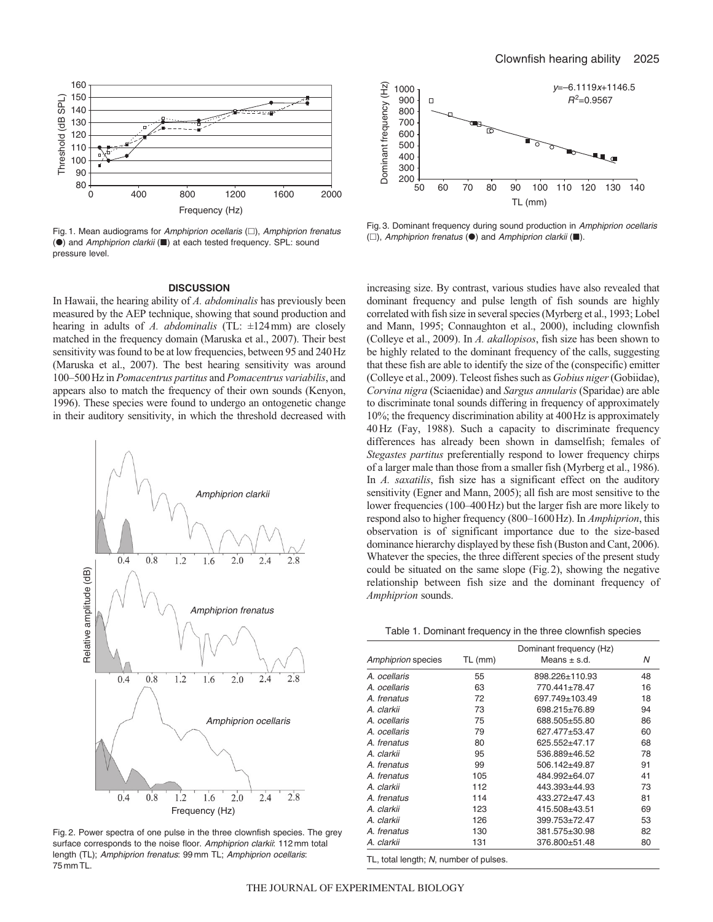Fig. 1. Mean audiograms for *Amphiprion ocellaris* (□), *Amphiprion frenatus* (●) and *Amphiprion clarkii* (■) at each tested frequency. SPL: sound pressure level.

Fig. 3. Dominant frequency during sound production in *Amphiprion ocellaris* (□), *Amphiprion frenatus* (●) and *Amphiprion clarkii* (■).

## DISCUSSION

In Hawaii, the hearing ability of *A. abdominalis* has previously been measured by the AEP technique, showing that sound production and hearing in adults of *A. abdominalis* (TL: ±124 mm) are closely matched in the frequency domain (Maruska et al., 2007). Their best sensitivity was found to be at low frequencies, between 95 and 240 Hz (Maruska et al., 2007). The best hearing sensitivity was around 100–500 Hz in *Pomacentrus partitus* and *Pomacentrus variabilis*, and appears also to match the frequency of their own sounds (Kenyon, 1996). These species were found to undergo an ontogenetic change in their auditory sensitivity, in which the threshold decreased with increasing size. By contrast, various studies have also revealed that dominant frequency and pulse length of fish sounds are highly correlated with fish size in several species (Myrberg et al., 1993; Lobel and Mann, 1995; Connaughton et al., 2000), including clownfish (Colleye et al., 2009). In *A. akallopisos*, fish size has been shown to be highly related to the dominant frequency of the calls, suggesting that these fish are able to identify the size of the (conspecific) emitter (Colleye et al., 2009). Teleost fishes such as *Gobius niger* (Gobiidae), *Corvina nigra* (Sciaenidae) and *Sargus annularis* (Sparidae) are able to discriminate tonal sounds differing in frequency of approximately 10%; the frequency discrimination ability at 400 Hz is approximately 40 Hz (Fay, 1988). Such a capacity to discriminate frequency differences has already been shown in damselfish; females of *Stegastes partitus* preferentially respond to lower frequency chirps of a larger male than those from a smaller fish (Myrberg et al., 1986). In *A. saxatilis*, fish size has a significant effect on the auditory sensitivity (Egner and Mann, 2005); all fish are most sensitive to the lower frequencies (100–400 Hz) but the larger fish are more likely to respond also to higher frequency (800–1600 Hz). In *Amphiprion*, this observation is of significant importance due to the size-based dominance hierarchy displayed by these fish (Buston and Cant, 2006). Whatever the species, the three different species of the present study could be situated on the same slope (Fig. 2), showing the negative relationship between fish size and the dominant frequency of *Amphiprion* sounds.

Fig. 2. Power spectra of one pulse in the three clownfish species. The grey surface corresponds to the noise floor. *Amphiprion clarkii*: 112 mm total length (TL); *Amphiprion frenatus*: 99 mm TL; *Amphiprion ocellaris*: 75 mm TL.

Table 1. Dominant frequency in the three clownfish species

| *Amphiprion* species | TL (mm) | Dominant frequency (Hz) Means ± s.d. | *N* |
|---|---|---|---|
| *A. ocellaris* | 55 | 898.226±110.93 | 48 |
| *A. ocellaris* | 63 | 770.441±78.47 | 16 |
| *A. frenatus* | 72 | 697.749±103.49 | 18 |
| *A. clarkii* | 73 | 698.215±76.89 | 94 |
| *A. ocellaris* | 75 | 688.505±55.80 | 86 |
| *A. ocellaris* | 79 | 627.477±53.47 | 60 |
| *A. frenatus* | 80 | 625.552±47.17 | 68 |
| *A. clarkii* | 95 | 536.889±46.52 | 78 |
| *A. frenatus* | 99 | 506.142±49.87 | 91 |
| *A. frenatus* | 105 | 484.992±64.07 | 41 |
| *A. clarkii* | 112 | 443.393±44.93 | 73 |
| *A. frenatus* | 114 | 433.272±47.43 | 81 |
| *A. clarkii* | 123 | 415.508±43.51 | 69 |
| *A. clarkii* | 126 | 399.753±72.47 | 53 |
| *A. frenatus* | 130 | 381.575±30.98 | 82 |
| *A. clarkii* | 131 | 376.800±51.48 | 80 |

TL, total length; *N*, number of pulses.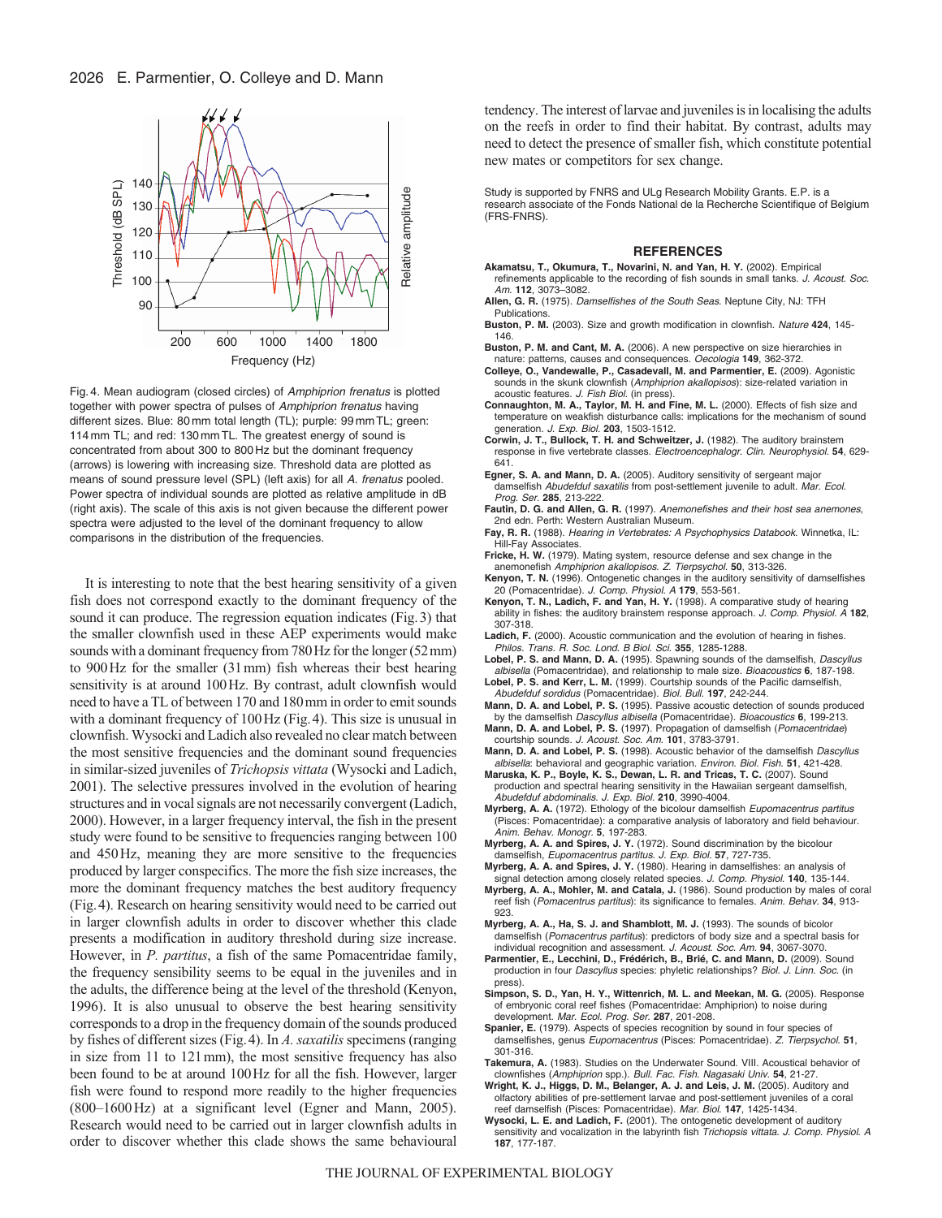Threshold (dB SPL)

140
130
120
110
100
90

200 600 1000 1400 1800

Frequency (Hz)

Relative amplitude

Fig. 4. Mean audiogram (closed circles) of *Amphiprion frenatus* is plotted together with power spectra of pulses of *Amphiprion frenatus* having different sizes. Blue: 80 mm total length (TL); purple: 99 mm TL; green: 114 mm TL; and red: 130 mm TL. The greatest energy of sound is concentrated from about 300 to 800 Hz but the dominant frequency (arrows) is lowering with increasing size. Threshold data are plotted as means of sound pressure level (SPL) (left axis) for all *A. frenatus* pooled. Power spectra of individual sounds are plotted as relative amplitude in dB (right axis). The scale of this axis is not given because the different power spectra were adjusted to the level of the dominant frequency to allow comparisons in the distribution of the frequencies.

It is interesting to note that the best hearing sensitivity of a given fish does not correspond exactly to the dominant frequency of the sound it can produce. The regression equation indicates (Fig. 3) that the smaller clownfish used in these AEP experiments would make sounds with a dominant frequency from 780 Hz for the longer (52 mm) to 900 Hz for the smaller (31 mm) fish whereas their best hearing sensitivity is at around 100 Hz. By contrast, adult clownfish would need to have a TL of between 170 and 180 mm in order to emit sounds with a dominant frequency of 100 Hz (Fig. 4). This size is unusual in clownfish. Wysocki and Ladich also revealed no clear match between the most sensitive frequencies and the dominant sound frequencies in similar-sized juveniles of *Trichopsis vittata* (Wysocki and Ladich, 2001). The selective pressures involved in the evolution of hearing structures and in vocal signals are not necessarily convergent (Ladich, 2000). However, in a larger frequency interval, the fish in the present study were found to be sensitive to frequencies ranging between 100 and 450 Hz, meaning they are more sensitive to the frequencies produced by larger conspecifics. The more the fish size increases, the more the dominant frequency matches the best auditory frequency (Fig. 4). Research on hearing sensitivity would need to be carried out in larger clownfish adults in order to discover whether this clade presents a modification in auditory threshold during size increase. However, in *P. partitus*, a fish of the same Pomacentridae family, the frequency sensibility seems to be equal in the juveniles and in the adults, the difference being at the level of the threshold (Kenyon, 1996). It is also unusual to observe the best hearing sensitivity corresponds to a drop in the frequency domain of the sounds produced by fishes of different sizes (Fig. 4). In *A. saxatilis* specimens (ranging in size from 11 to 121 mm), the most sensitive frequency has also been found to be at around 100 Hz for all the fish. However, larger fish were found to respond more readily to the higher frequencies (800–1600 Hz) at a significant level (Egner and Mann, 2005). Research would need to be carried out in larger clownfish adults in order to discover whether this clade shows the same behavioural tendency. The interest of larvae and juveniles is in localising the adults on the reefs in order to find their habitat. By contrast, adults may need to detect the presence of smaller fish, which constitute potential new mates or competitors for sex change.

Study is supported by FNRS and ULg Research Mobility Grants. E.P. is a research associate of the Fonds National de la Recherche Scientifique of Belgium (FRS-FNRS).

## REFERENCES

**Akamatsu, T., Okumura, T., Novarini, N. and Yan, H. Y.** (2002). Empirical refinements applicable to the recording of fish sounds in small tanks. *J. Acoust. Soc. Am.* **112**, 3073–3082.

**Allen, G. R.** (1975). *Damselfishes of the South Seas.* Neptune City, NJ: TFH Publications.

**Buston, P. M.** (2003). Size and growth modification in clownfish. *Nature* **424**, 145-146.

**Buston, P. M. and Cant, M. A.** (2006). A new perspective on size hierarchies in nature: patterns, causes and consequences. *Oecologia* **149**, 362-372.

**Colleye, O., Vandewalle, P., Casadevall, M. and Parmentier, E.** (2009). Agonistic sounds in the skunk clownfish (*Amphiprion akallopisos*): size-related variation in acoustic features. *J. Fish Biol.* (in press).

**Connaughton, M. A., Taylor, M. H. and Fine, M. L.** (2000). Effects of fish size and temperature on weakfish disturbance calls: implications for the mechanism of sound generation. *J. Exp. Biol.* **203**, 1503-1512.

**Corwin, J. T., Bullock, T. H. and Schweitzer, J.** (1982). The auditory brainstem response in five vertebrate classes. *Electroencephalogr. Clin. Neurophysiol.* **54**, 629-641.

**Egner, S. A. and Mann, D. A.** (2005). Auditory sensitivity of sergeant major damselfish *Abudefduf saxatilis* from post-settlement juvenile to adult. *Mar. Ecol. Prog. Ser.* **285**, 213-222.

**Fautin, D. G. and Allen, G. R.** (1997). *Anemonefishes and their host sea anemones*, 2nd edn. Perth: Western Australian Museum.

**Fay, R. R.** (1988). *Hearing in Vertebrates: A Psychophysics Databook.* Winnetka, IL: Hill-Fay Associates.

**Fricke, H. W.** (1979). Mating system, resource defense and sex change in the anemonefish *Amphiprion akallopisos. Z. Tierpsychol.* **50**, 313-326.

**Kenyon, T. N.** (1996). Ontogenetic changes in the auditory sensitivity of damselfishes 20 (Pomacentridae). *J. Comp. Physiol. A* **179**, 553-561.

**Kenyon, T. N., Ladich, F. and Yan, H. Y.** (1998). A comparative study of hearing ability in fishes: the auditory brainstem response approach. *J. Comp. Physiol. A* **182**, 307-318.

**Ladich, F.** (2000). Acoustic communication and the evolution of hearing in fishes. *Philos. Trans. R. Soc. Lond. B Biol. Sci.* **355**, 1285-1288.

**Lobel, P. S. and Mann, D. A.** (1995). Spawning sounds of the damselfish, *Dascyllus albisella* (Pomacentridae), and relationship to male size. *Bioacoustics* **6**, 187-198.

**Lobel, P. S. and Kerr, L. M.** (1999). Courtship sounds of the Pacific damselfish, *Abudefduf sordidus* (Pomacentridae). *Biol. Bull.* **197**, 242-244.

**Mann, D. A. and Lobel, P. S.** (1995). Passive acoustic detection of sounds produced by the damselfish *Dascyllus albisella* (Pomacentridae). *Bioacoustics* **6**, 199-213.

**Mann, D. A. and Lobel, P. S.** (1997). Propagation of damselfish (*Pomacentridae*) courtship sounds. *J. Acoust. Soc. Am.* **101**, 3783-3791.

**Mann, D. A. and Lobel, P. S.** (1998). Acoustic behavior of the damselfish *Dascyllus albisella*: behavioral and geographic variation. *Environ. Biol. Fish.* **51**, 421-428.

**Maruska, K. P., Boyle, K. S., Dewan, L. R. and Tricas, T. C.** (2007). Sound production and spectral hearing sensitivity in the Hawaiian sergeant damselfish, *Abudefduf abdominalis. J. Exp. Biol.* **210**, 3990-4004.

**Myrberg, A. A.** (1972). Ethology of the bicolour damselfish *Eupomacentrus partitus* (Pisces: Pomacentridae): a comparative analysis of laboratory and field behaviour. *Anim. Behav. Monogr.* **5**, 197-283.

**Myrberg, A. A. and Spires, J. Y.** (1972). Sound discrimination by the bicolour damselfish, *Eupomacentrus partitus. J. Exp. Biol.* **57**, 727-735.

**Myrberg, A. A. and Spires, J. Y.** (1980). Hearing in damselfishes: an analysis of signal detection among closely related species. *J. Comp. Physiol.* **140**, 135-144.

**Myrberg, A. A., Mohler, M. and Catala, J.** (1986). Sound production by males of coral reef fish (*Pomacentrus partitus*): its significance to females. *Anim. Behav.* **34**, 913-923.

**Myrberg, A. A., Ha, S. J. and Shamblott, M. J.** (1993). The sounds of bicolor damselfish (*Pomacentrus partitus*): predictors of body size and a spectral basis for individual recognition and assessment. *J. Acoust. Soc. Am.* **94**, 3067-3070.

**Parmentier, E., Lecchini, D., Frédérich, B., Brié, C. and Mann, D.** (2009). Sound production in four *Dascyllus* species: phyletic relationships? *Biol. J. Linn. Soc.* (in press).

**Simpson, S. D., Yan, H. Y., Wittenrich, M. L. and Meekan, M. G.** (2005). Response of embryonic coral reef fishes (Pomacentridae: Amphiprion) to noise during development. *Mar. Ecol. Prog. Ser.* **287**, 201-208.

**Spanier, E.** (1979). Aspects of species recognition by sound in four species of damselfishes, genus *Eupomacentrus* (Pisces: Pomacentridae). *Z. Tierpsychol.* **51**, 301-316.

**Takemura, A.** (1983). Studies on the Underwater Sound. VIII. Acoustical behavior of clownfishes (*Amphiprion* spp.). *Bull. Fac. Fish. Nagasaki Univ.* **54**, 21-27.

**Wright, K. J., Higgs, D. M., Belanger, A. J. and Leis, J. M.** (2005). Auditory and olfactory abilities of pre-settlement larvae and post-settlement juveniles of a coral reef damselfish (Pisces: Pomacentridae). *Mar. Biol.* **147**, 1425-1434.

**Wysocki, L. E. and Ladich, F.** (2001). The ontogenetic development of auditory sensitivity and vocalization in the labyrinth fish *Trichopsis vittata. J. Comp. Physiol. A* **187**, 177-187.